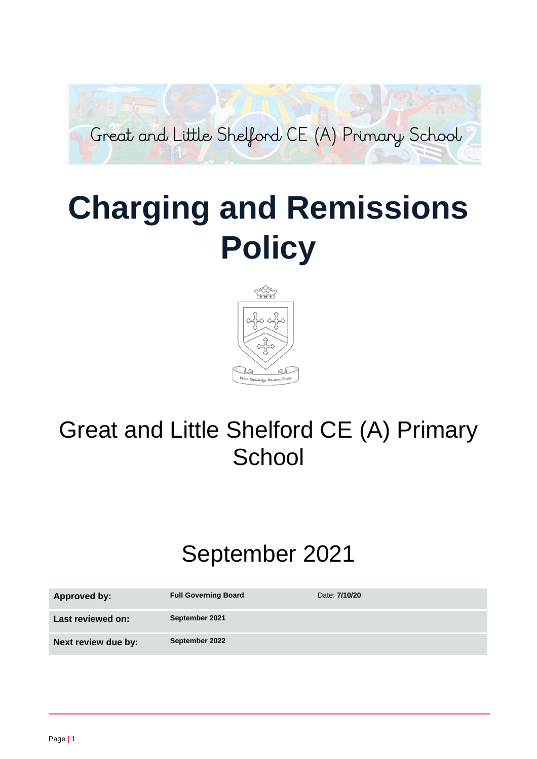Great and Little Shelford CE (A) Primary School

# Charging and Remissions Policy

From Knowledge Wisdom Flows

## Great and Little Shelford CE (A) Primary School

## September 2021

| **Approved by:** | **Full Governing Board** | Date: **7/10/20** |
| --- | --- | --- |
| **Last reviewed on:** | **September 2021** | |
| **Next review due by:** | **September 2022** | |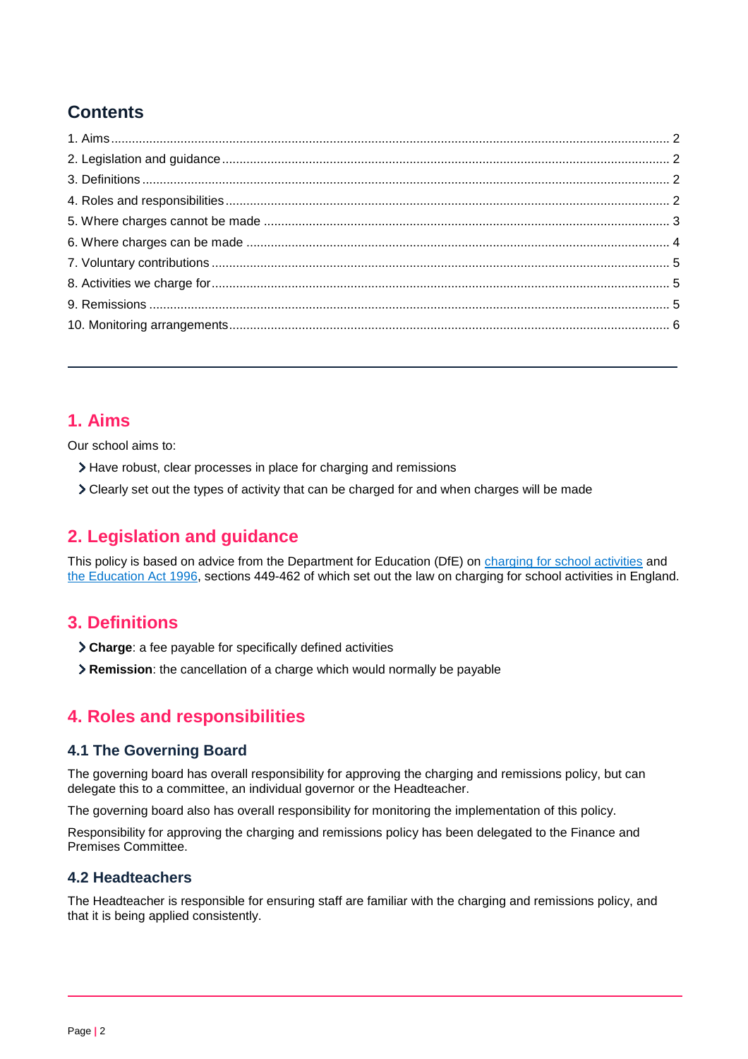## Contents

1. Aims .......... 2
2. Legislation and guidance .......... 2
3. Definitions .......... 2
4. Roles and responsibilities .......... 2
5. Where charges cannot be made .......... 3
6. Where charges can be made .......... 4
7. Voluntary contributions .......... 5
8. Activities we charge for .......... 5
9. Remissions .......... 5
10. Monitoring arrangements .......... 6

---

## 1. Aims

Our school aims to:

- Have robust, clear processes in place for charging and remissions
- Clearly set out the types of activity that can be charged for and when charges will be made

## 2. Legislation and guidance

This policy is based on advice from the Department for Education (DfE) on charging for school activities and the Education Act 1996, sections 449-462 of which set out the law on charging for school activities in England.

## 3. Definitions

- **Charge**: a fee payable for specifically defined activities
- **Remission**: the cancellation of a charge which would normally be payable

## 4. Roles and responsibilities

### 4.1 The Governing Board

The governing board has overall responsibility for approving the charging and remissions policy, but can delegate this to a committee, an individual governor or the Headteacher.

The governing board also has overall responsibility for monitoring the implementation of this policy.

Responsibility for approving the charging and remissions policy has been delegated to the Finance and Premises Committee.

### 4.2 Headteachers

The Headteacher is responsible for ensuring staff are familiar with the charging and remissions policy, and that it is being applied consistently.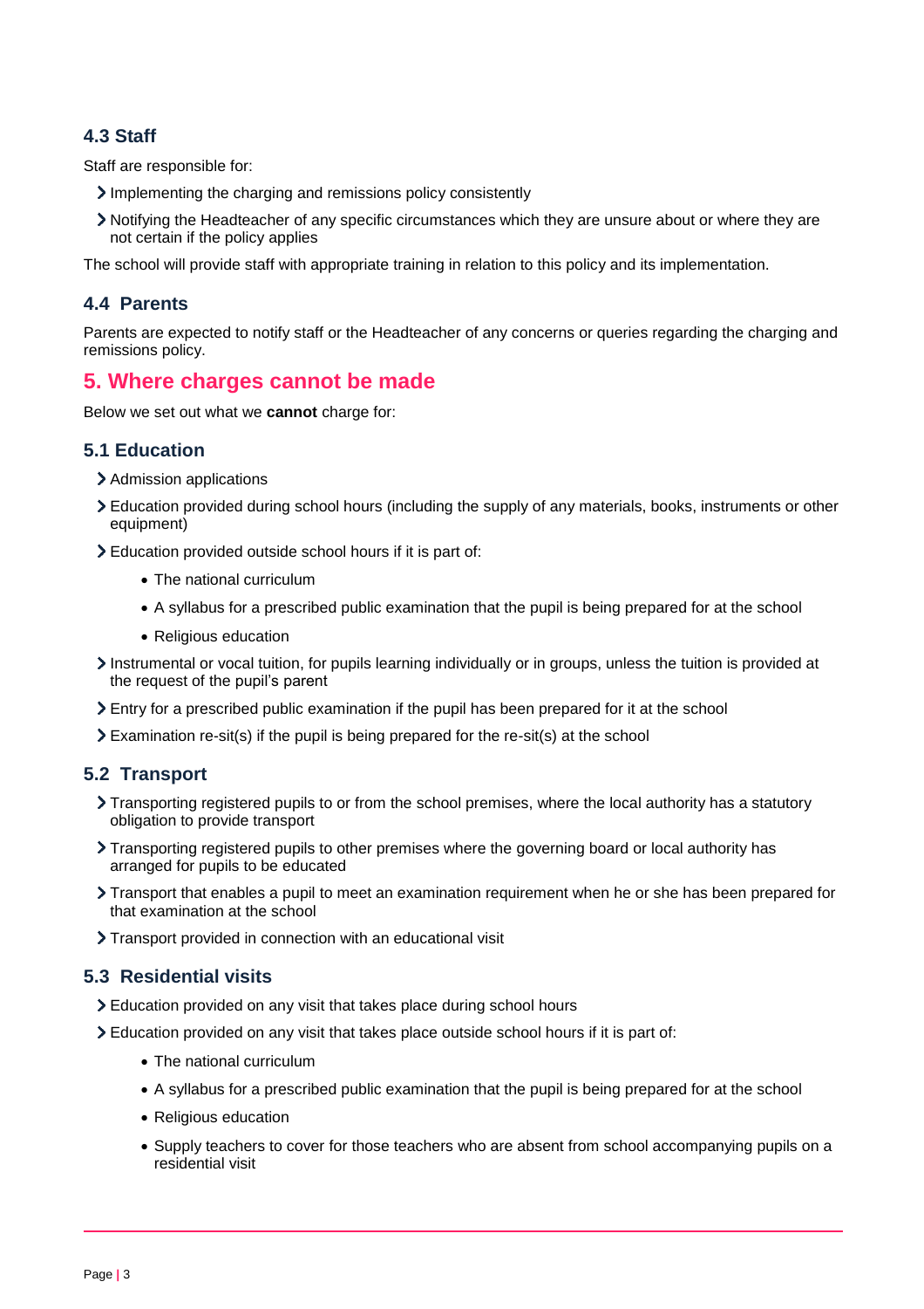### 4.3 Staff

Staff are responsible for:

- Implementing the charging and remissions policy consistently
- Notifying the Headteacher of any specific circumstances which they are unsure about or where they are not certain if the policy applies

The school will provide staff with appropriate training in relation to this policy and its implementation.

### 4.4 Parents

Parents are expected to notify staff or the Headteacher of any concerns or queries regarding the charging and remissions policy.

## 5. Where charges cannot be made

Below we set out what we **cannot** charge for:

### 5.1 Education

- Admission applications
- Education provided during school hours (including the supply of any materials, books, instruments or other equipment)
- Education provided outside school hours if it is part of:
    - The national curriculum
    - A syllabus for a prescribed public examination that the pupil is being prepared for at the school
    - Religious education
- Instrumental or vocal tuition, for pupils learning individually or in groups, unless the tuition is provided at the request of the pupil's parent
- Entry for a prescribed public examination if the pupil has been prepared for it at the school
- Examination re-sit(s) if the pupil is being prepared for the re-sit(s) at the school

### 5.2 Transport

- Transporting registered pupils to or from the school premises, where the local authority has a statutory obligation to provide transport
- Transporting registered pupils to other premises where the governing board or local authority has arranged for pupils to be educated
- Transport that enables a pupil to meet an examination requirement when he or she has been prepared for that examination at the school
- Transport provided in connection with an educational visit

### 5.3 Residential visits

- Education provided on any visit that takes place during school hours
- Education provided on any visit that takes place outside school hours if it is part of:
    - The national curriculum
    - A syllabus for a prescribed public examination that the pupil is being prepared for at the school
    - Religious education
    - Supply teachers to cover for those teachers who are absent from school accompanying pupils on a residential visit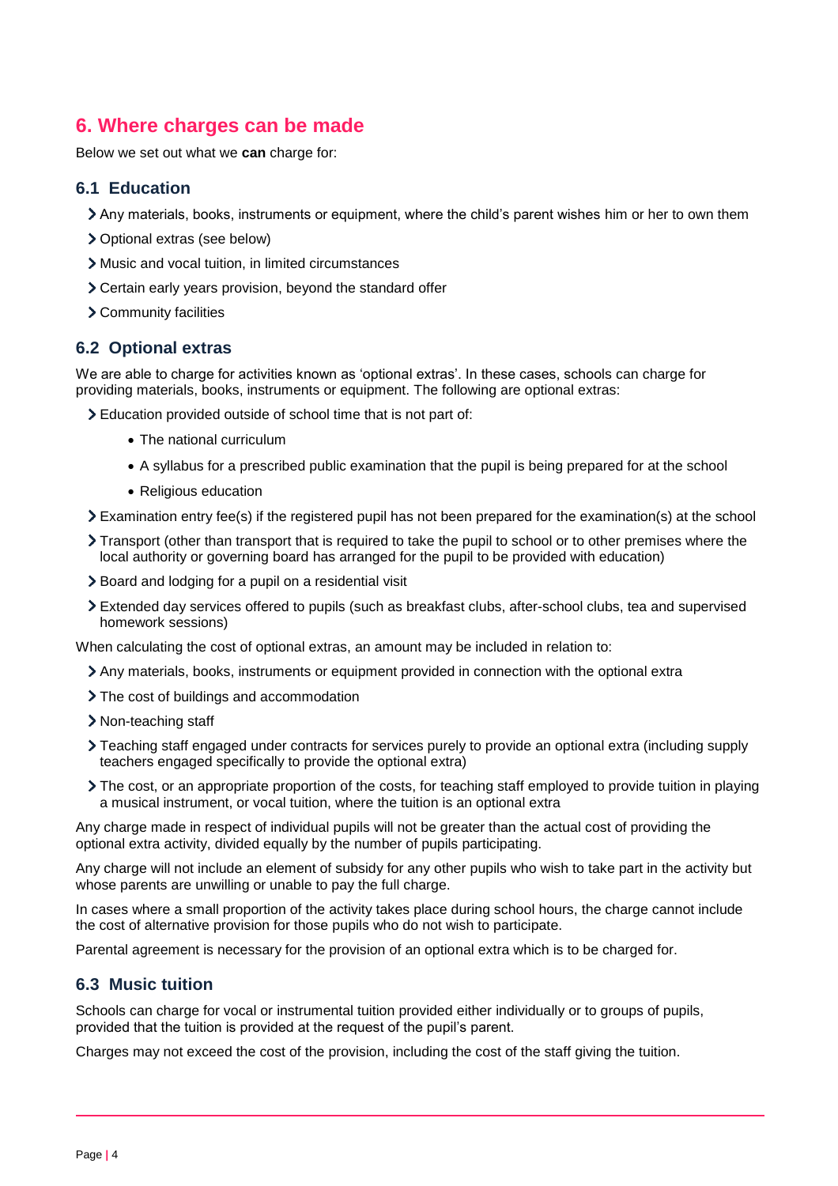## 6. Where charges can be made

Below we set out what we **can** charge for:

### 6.1 Education

- Any materials, books, instruments or equipment, where the child's parent wishes him or her to own them
- Optional extras (see below)
- Music and vocal tuition, in limited circumstances
- Certain early years provision, beyond the standard offer
- Community facilities

### 6.2 Optional extras

We are able to charge for activities known as 'optional extras'. In these cases, schools can charge for providing materials, books, instruments or equipment. The following are optional extras:

- Education provided outside of school time that is not part of:
    - The national curriculum
    - A syllabus for a prescribed public examination that the pupil is being prepared for at the school
    - Religious education
- Examination entry fee(s) if the registered pupil has not been prepared for the examination(s) at the school
- Transport (other than transport that is required to take the pupil to school or to other premises where the local authority or governing board has arranged for the pupil to be provided with education)
- Board and lodging for a pupil on a residential visit
- Extended day services offered to pupils (such as breakfast clubs, after-school clubs, tea and supervised homework sessions)

When calculating the cost of optional extras, an amount may be included in relation to:

- Any materials, books, instruments or equipment provided in connection with the optional extra
- The cost of buildings and accommodation
- Non-teaching staff
- Teaching staff engaged under contracts for services purely to provide an optional extra (including supply teachers engaged specifically to provide the optional extra)
- The cost, or an appropriate proportion of the costs, for teaching staff employed to provide tuition in playing a musical instrument, or vocal tuition, where the tuition is an optional extra

Any charge made in respect of individual pupils will not be greater than the actual cost of providing the optional extra activity, divided equally by the number of pupils participating.

Any charge will not include an element of subsidy for any other pupils who wish to take part in the activity but whose parents are unwilling or unable to pay the full charge.

In cases where a small proportion of the activity takes place during school hours, the charge cannot include the cost of alternative provision for those pupils who do not wish to participate.

Parental agreement is necessary for the provision of an optional extra which is to be charged for.

### 6.3 Music tuition

Schools can charge for vocal or instrumental tuition provided either individually or to groups of pupils, provided that the tuition is provided at the request of the pupil's parent.

Charges may not exceed the cost of the provision, including the cost of the staff giving the tuition.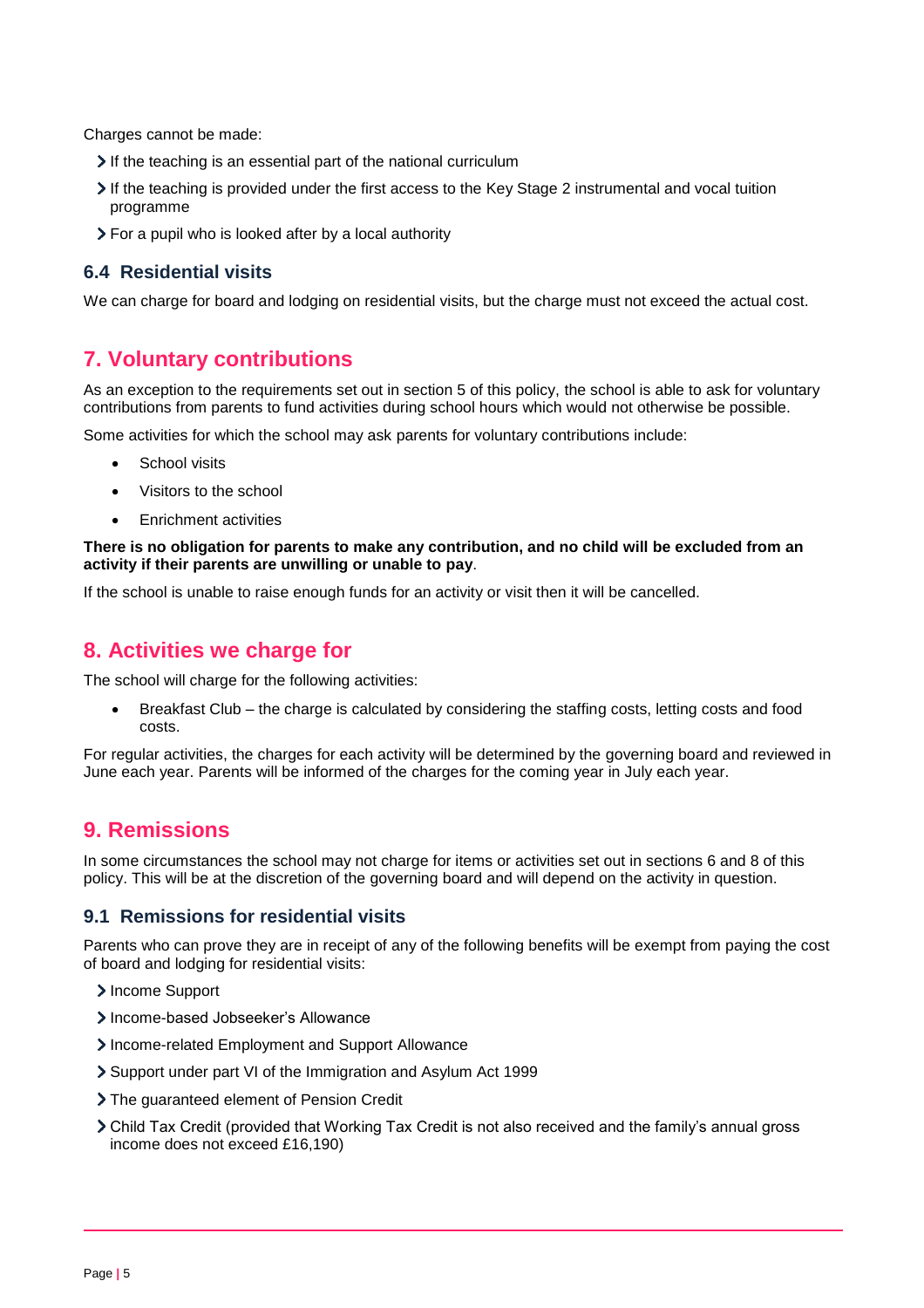Charges cannot be made:

- If the teaching is an essential part of the national curriculum
- If the teaching is provided under the first access to the Key Stage 2 instrumental and vocal tuition programme
- For a pupil who is looked after by a local authority

### 6.4 Residential visits

We can charge for board and lodging on residential visits, but the charge must not exceed the actual cost.

## 7. Voluntary contributions

As an exception to the requirements set out in section 5 of this policy, the school is able to ask for voluntary contributions from parents to fund activities during school hours which would not otherwise be possible.

Some activities for which the school may ask parents for voluntary contributions include:

- School visits
- Visitors to the school
- Enrichment activities

**There is no obligation for parents to make any contribution, and no child will be excluded from an activity if their parents are unwilling or unable to pay**.

If the school is unable to raise enough funds for an activity or visit then it will be cancelled.

## 8. Activities we charge for

The school will charge for the following activities:

- Breakfast Club – the charge is calculated by considering the staffing costs, letting costs and food costs.

For regular activities, the charges for each activity will be determined by the governing board and reviewed in June each year. Parents will be informed of the charges for the coming year in July each year.

## 9. Remissions

In some circumstances the school may not charge for items or activities set out in sections 6 and 8 of this policy. This will be at the discretion of the governing board and will depend on the activity in question.

### 9.1 Remissions for residential visits

Parents who can prove they are in receipt of any of the following benefits will be exempt from paying the cost of board and lodging for residential visits:

- Income Support
- Income-based Jobseeker's Allowance
- Income-related Employment and Support Allowance
- Support under part VI of the Immigration and Asylum Act 1999
- The guaranteed element of Pension Credit
- Child Tax Credit (provided that Working Tax Credit is not also received and the family's annual gross income does not exceed £16,190)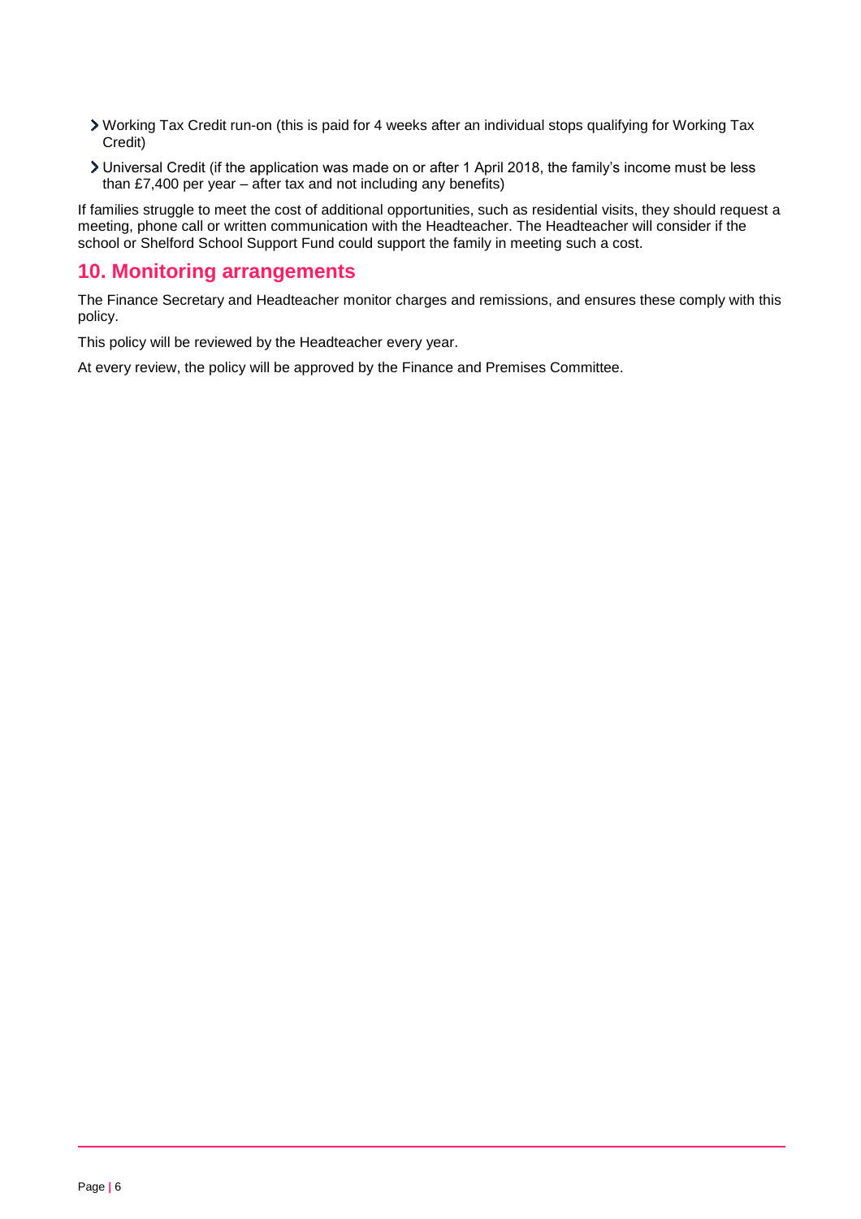- Working Tax Credit run-on (this is paid for 4 weeks after an individual stops qualifying for Working Tax Credit)
- Universal Credit (if the application was made on or after 1 April 2018, the family's income must be less than £7,400 per year – after tax and not including any benefits)

If families struggle to meet the cost of additional opportunities, such as residential visits, they should request a meeting, phone call or written communication with the Headteacher. The Headteacher will consider if the school or Shelford School Support Fund could support the family in meeting such a cost.

## 10. Monitoring arrangements

The Finance Secretary and Headteacher monitor charges and remissions, and ensures these comply with this policy.

This policy will be reviewed by the Headteacher every year.

At every review, the policy will be approved by the Finance and Premises Committee.